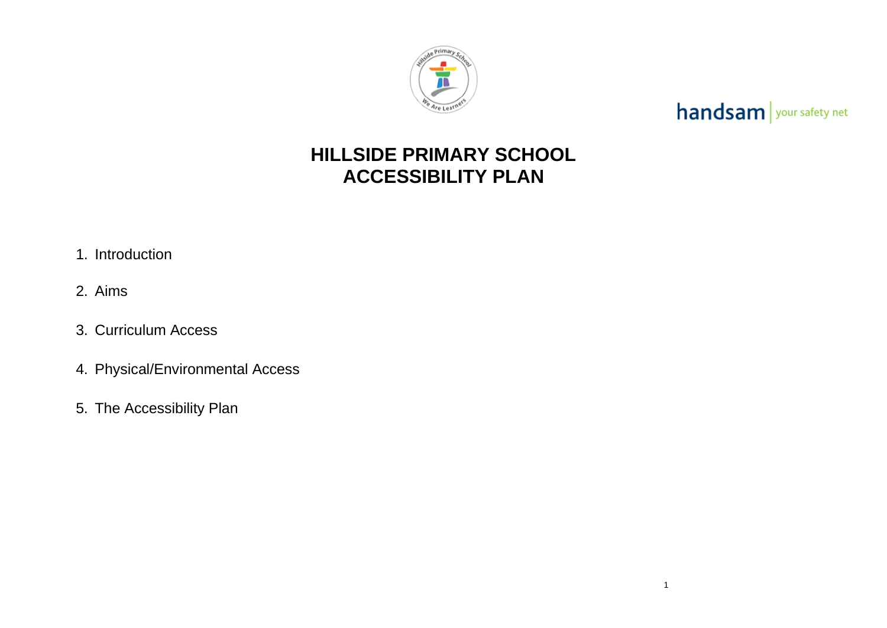# HILLSIDE PRIMARY SCHOOL
# ACCESSIBILITY PLAN

1. Introduction
2. Aims
3. Curriculum Access
4. Physical/Environmental Access
5. The Accessibility Plan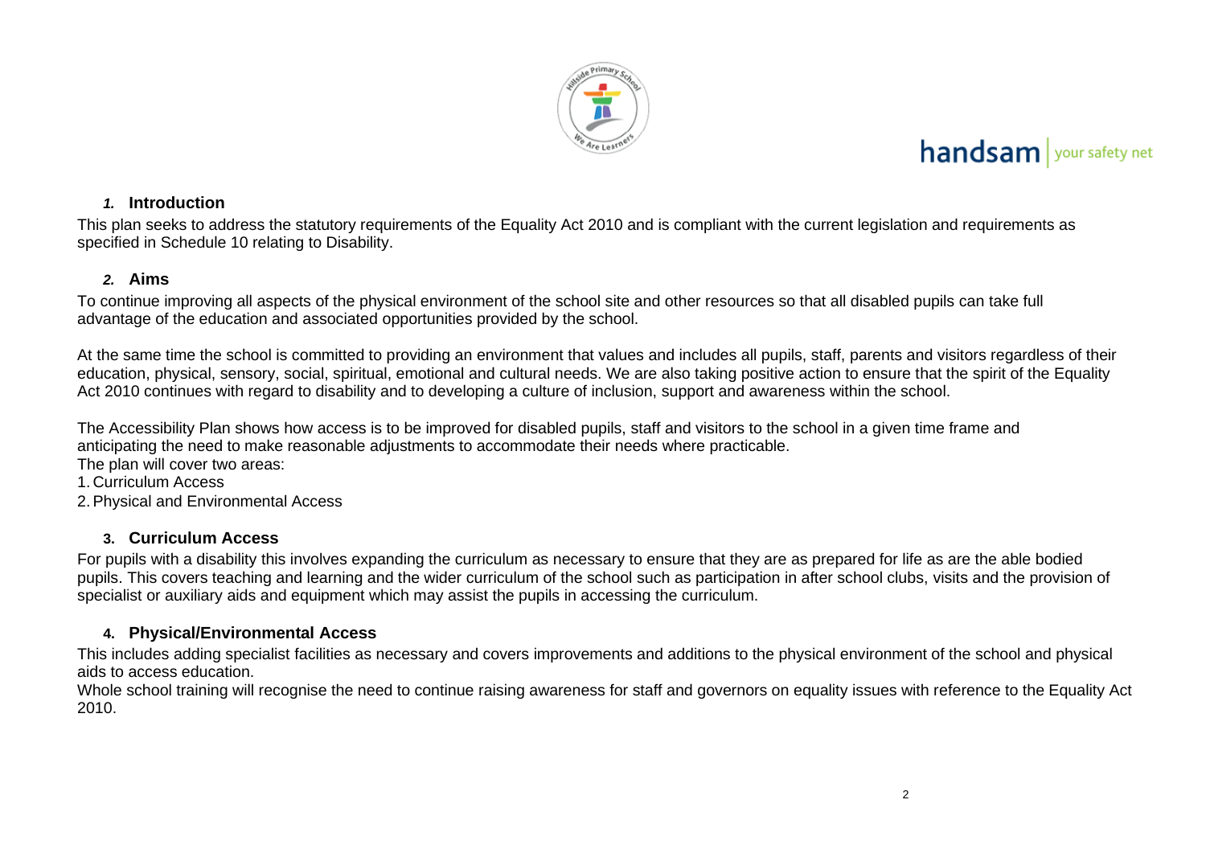## *1.* Introduction

This plan seeks to address the statutory requirements of the Equality Act 2010 and is compliant with the current legislation and requirements as specified in Schedule 10 relating to Disability.

## *2.* Aims

To continue improving all aspects of the physical environment of the school site and other resources so that all disabled pupils can take full advantage of the education and associated opportunities provided by the school.

At the same time the school is committed to providing an environment that values and includes all pupils, staff, parents and visitors regardless of their education, physical, sensory, social, spiritual, emotional and cultural needs. We are also taking positive action to ensure that the spirit of the Equality Act 2010 continues with regard to disability and to developing a culture of inclusion, support and awareness within the school.

The Accessibility Plan shows how access is to be improved for disabled pupils, staff and visitors to the school in a given time frame and anticipating the need to make reasonable adjustments to accommodate their needs where practicable.
The plan will cover two areas:

1. Curriculum Access
2. Physical and Environmental Access

## 3. Curriculum Access

For pupils with a disability this involves expanding the curriculum as necessary to ensure that they are as prepared for life as are the able bodied pupils. This covers teaching and learning and the wider curriculum of the school such as participation in after school clubs, visits and the provision of specialist or auxiliary aids and equipment which may assist the pupils in accessing the curriculum.

## 4. Physical/Environmental Access

This includes adding specialist facilities as necessary and covers improvements and additions to the physical environment of the school and physical aids to access education.
Whole school training will recognise the need to continue raising awareness for staff and governors on equality issues with reference to the Equality Act 2010.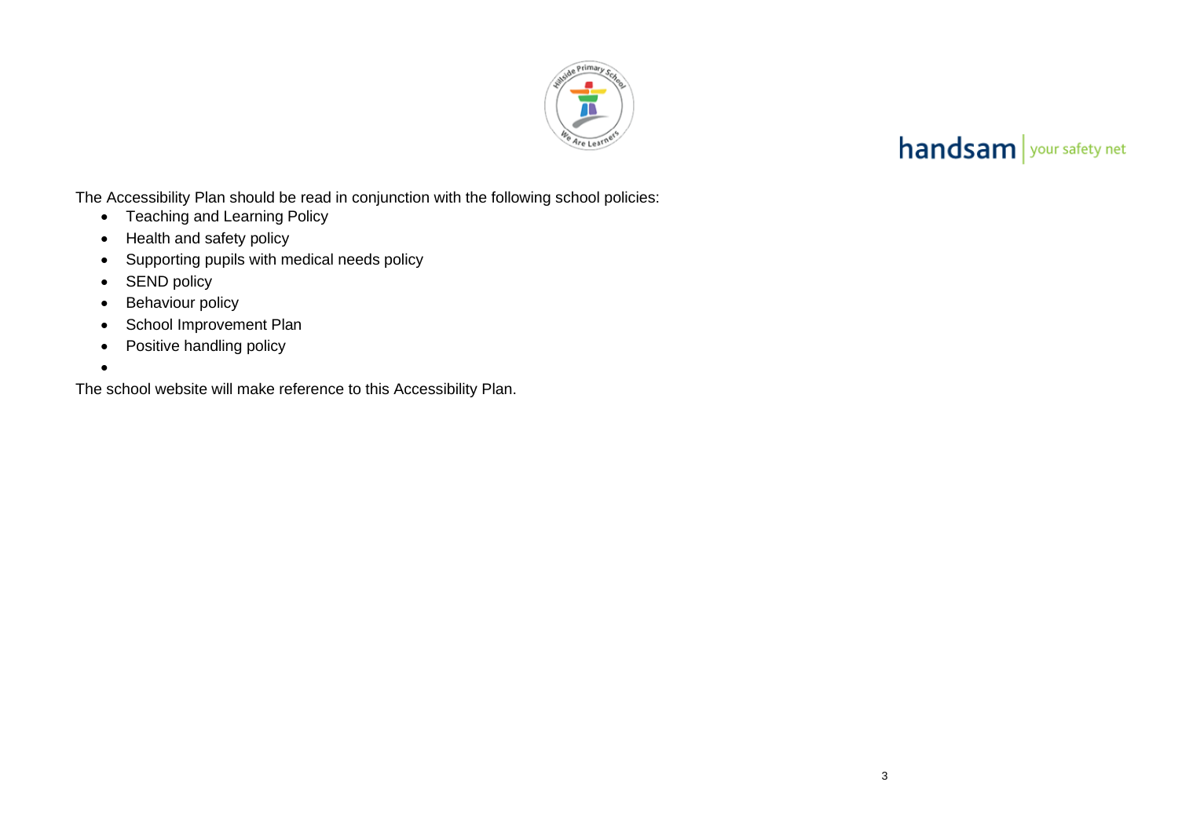The Accessibility Plan should be read in conjunction with the following school policies:

- Teaching and Learning Policy
- Health and safety policy
- Supporting pupils with medical needs policy
- SEND policy
- Behaviour policy
- School Improvement Plan
- Positive handling policy

The school website will make reference to this Accessibility Plan.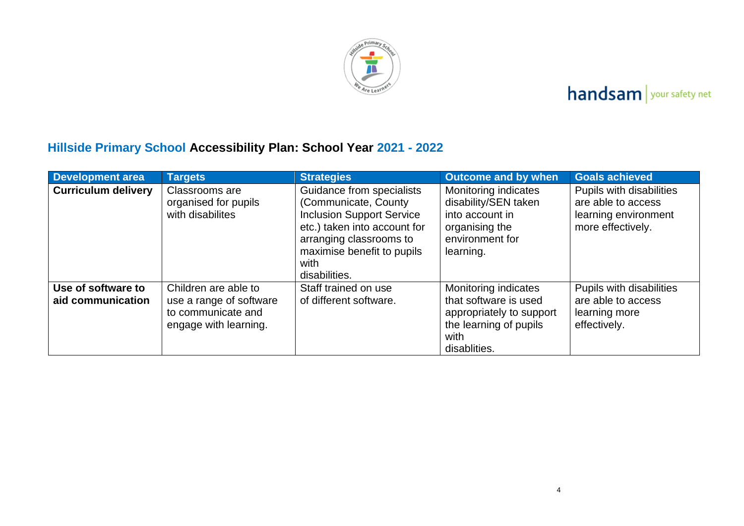## Hillside Primary School Accessibility Plan: School Year 2021 - 2022

| Development area | Targets | Strategies | Outcome and by when | Goals achieved |
|---|---|---|---|---|
| **Curriculum delivery** | Classrooms are organised for pupils with disabilites | Guidance from specialists (Communicate, County Inclusion Support Service etc.) taken into account for arranging classrooms to maximise benefit to pupils with disabilities. | Monitoring indicates disability/SEN taken into account in organising the environment for learning. | Pupils with disabilities are able to access learning environment more effectively. |
| **Use of software to aid communication** | Children are able to use a range of software to communicate and engage with learning. | Staff trained on use of different software. | Monitoring indicates that software is used appropriately to support the learning of pupils with disablities. | Pupils with disabilities are able to access learning more effectively. |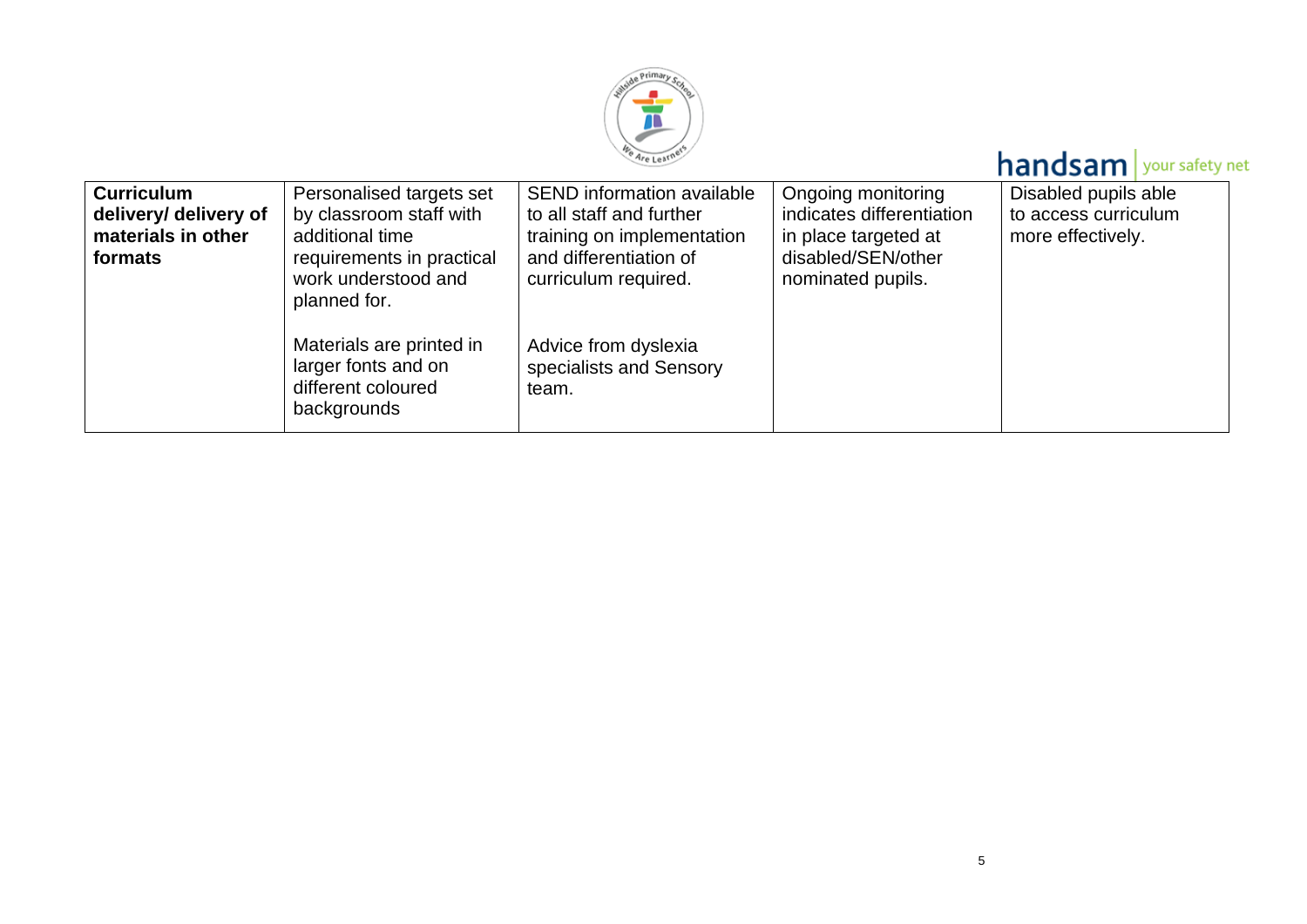| **Curriculum delivery/ delivery of materials in other formats** | Personalised targets set by classroom staff with additional time requirements in practical work understood and planned for.<br><br>Materials are printed in larger fonts and on different coloured backgrounds | SEND information available to all staff and further training on implementation and differentiation of curriculum required.<br><br>Advice from dyslexia specialists and Sensory team. | Ongoing monitoring indicates differentiation in place targeted at disabled/SEN/other nominated pupils. | Disabled pupils able to access curriculum more effectively. |
|---|---|---|---|---|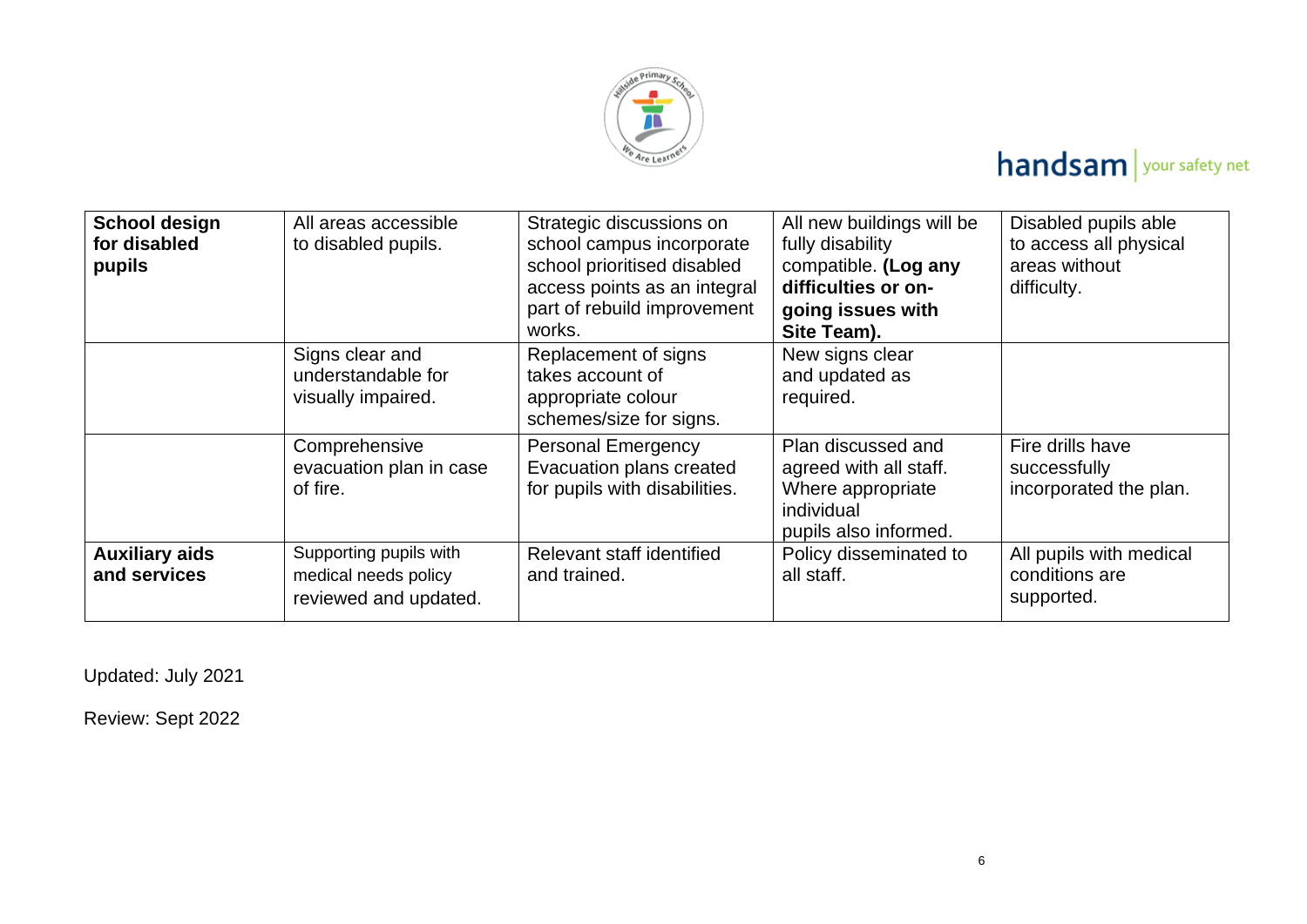| | | | | |
|---|---|---|---|---|
| **School design for disabled pupils** | All areas accessible to disabled pupils. | Strategic discussions on school campus incorporate school prioritised disabled access points as an integral part of rebuild improvement works. | All new buildings will be fully disability compatible. **(Log any difficulties or on-going issues with Site Team).** | Disabled pupils able to access all physical areas without difficulty. |
| | Signs clear and understandable for visually impaired. | Replacement of signs takes account of appropriate colour schemes/size for signs. | New signs clear and updated as required. | |
| | Comprehensive evacuation plan in case of fire. | Personal Emergency Evacuation plans created for pupils with disabilities. | Plan discussed and agreed with all staff. Where appropriate individual pupils also informed. | Fire drills have successfully incorporated the plan. |
| **Auxiliary aids and services** | Supporting pupils with medical needs policy reviewed and updated. | Relevant staff identified and trained. | Policy disseminated to all staff. | All pupils with medical conditions are supported. |

Updated: July 2021

Review: Sept 2022